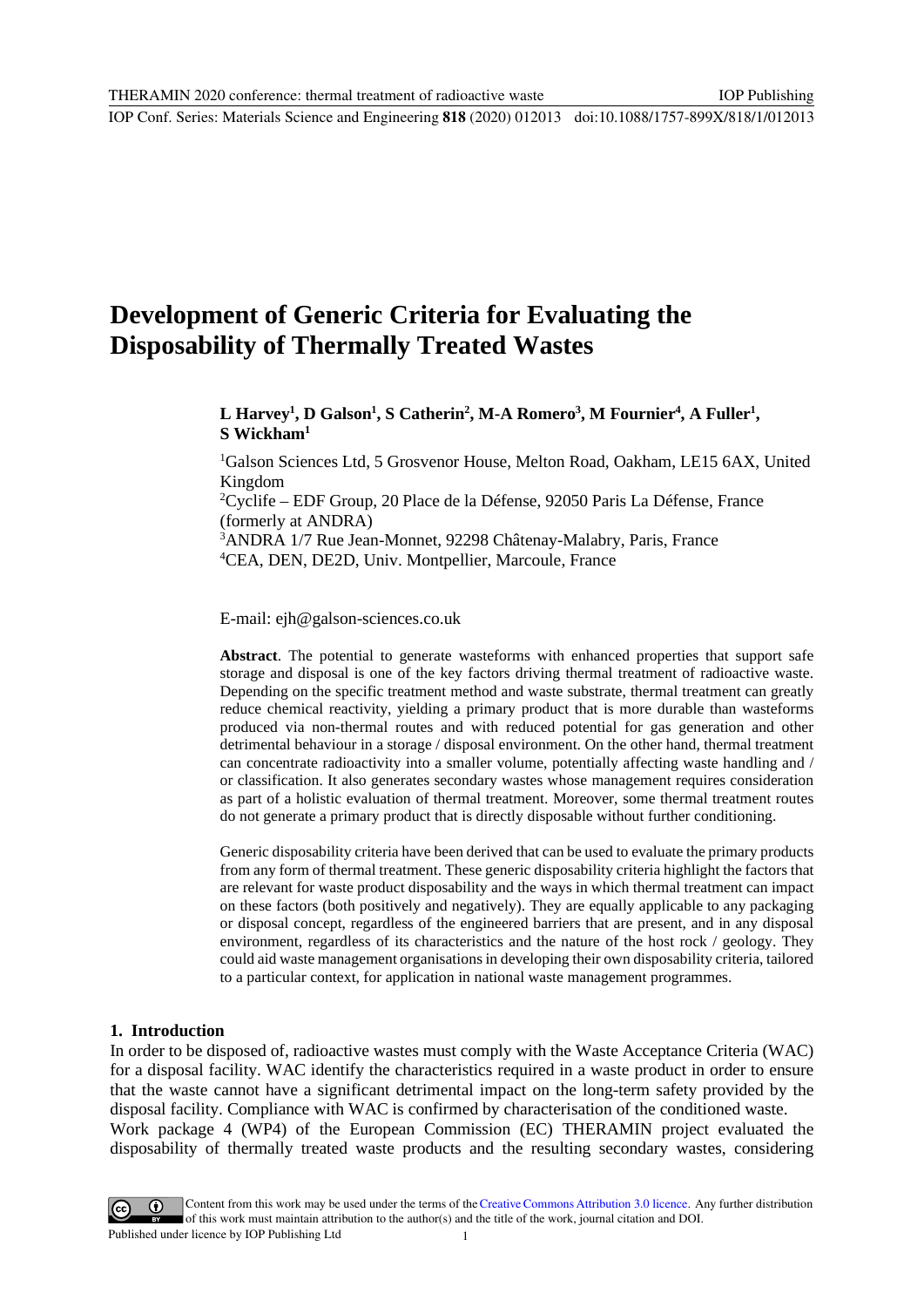# Development of Generic Criteria for Evaluating the Disposability of Thermally Treated Wastes

**L Harvey[1], D Galson[1], S Catherin[2], M-A Romero[3], M Fournier[4], A Fuller[1], S Wickham[1]**

[1]Galson Sciences Ltd, 5 Grosvenor House, Melton Road, Oakham, LE15 6AX, United Kingdom

[2]Cyclife – EDF Group, 20 Place de la Défense, 92050 Paris La Défense, France (formerly at ANDRA)

[3]ANDRA 1/7 Rue Jean-Monnet, 92298 Châtenay-Malabry, Paris, France

[4]CEA, DEN, DE2D, Univ. Montpellier, Marcoule, France

E-mail: ejh@galson-sciences.co.uk

**Abstract**. The potential to generate wasteforms with enhanced properties that support safe storage and disposal is one of the key factors driving thermal treatment of radioactive waste. Depending on the specific treatment method and waste substrate, thermal treatment can greatly reduce chemical reactivity, yielding a primary product that is more durable than wasteforms produced via non-thermal routes and with reduced potential for gas generation and other detrimental behaviour in a storage / disposal environment. On the other hand, thermal treatment can concentrate radioactivity into a smaller volume, potentially affecting waste handling and / or classification. It also generates secondary wastes whose management requires consideration as part of a holistic evaluation of thermal treatment. Moreover, some thermal treatment routes do not generate a primary product that is directly disposable without further conditioning.

Generic disposability criteria have been derived that can be used to evaluate the primary products from any form of thermal treatment. These generic disposability criteria highlight the factors that are relevant for waste product disposability and the ways in which thermal treatment can impact on these factors (both positively and negatively). They are equally applicable to any packaging or disposal concept, regardless of the engineered barriers that are present, and in any disposal environment, regardless of its characteristics and the nature of the host rock / geology. They could aid waste management organisations in developing their own disposability criteria, tailored to a particular context, for application in national waste management programmes.

## 1. Introduction

In order to be disposed of, radioactive wastes must comply with the Waste Acceptance Criteria (WAC) for a disposal facility. WAC identify the characteristics required in a waste product in order to ensure that the waste cannot have a significant detrimental impact on the long-term safety provided by the disposal facility. Compliance with WAC is confirmed by characterisation of the conditioned waste.

Work package 4 (WP4) of the European Commission (EC) THERAMIN project evaluated the disposability of thermally treated waste products and the resulting secondary wastes, considering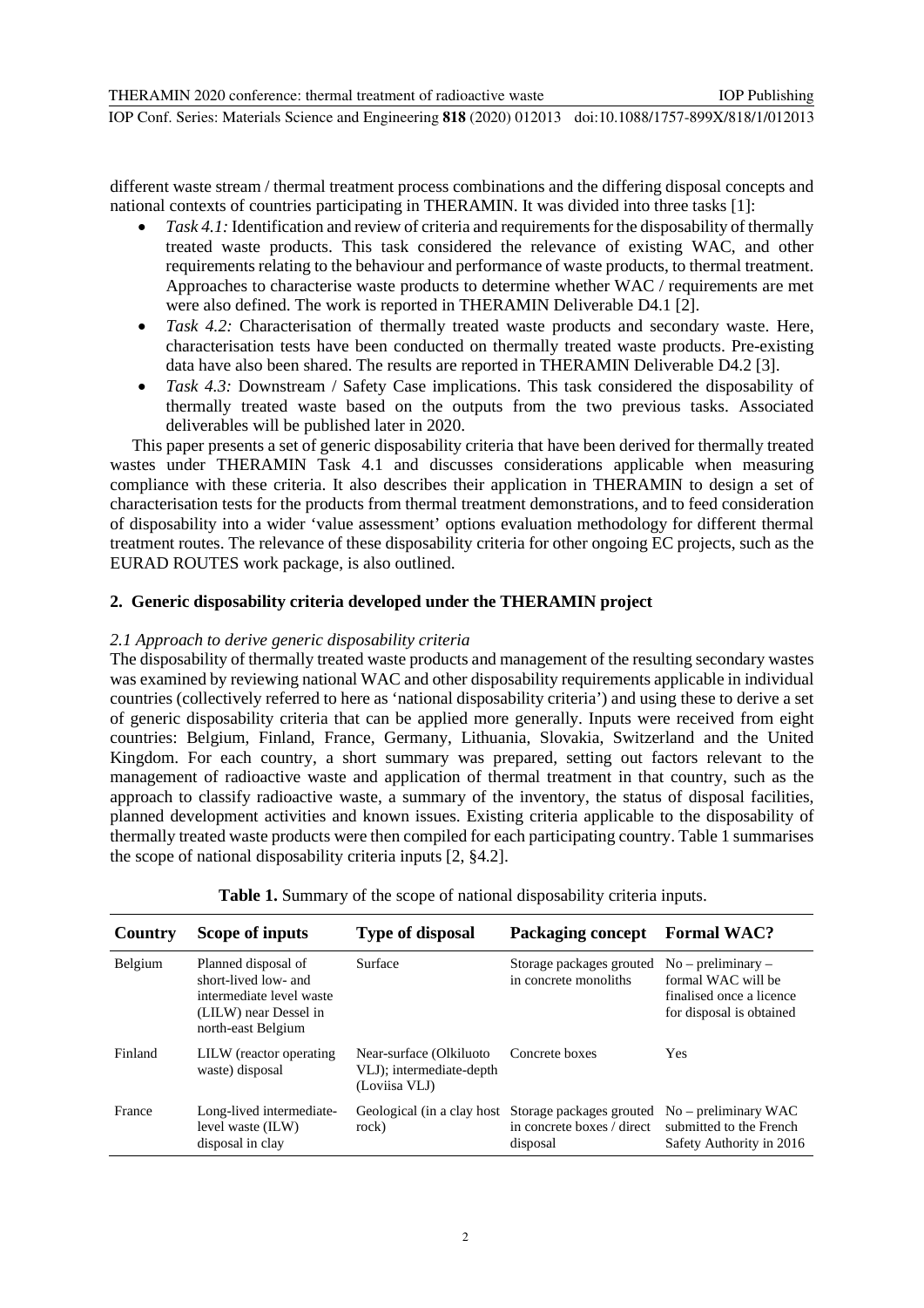different waste stream / thermal treatment process combinations and the differing disposal concepts and national contexts of countries participating in THERAMIN. It was divided into three tasks [1]:

- *Task 4.1:* Identification and review of criteria and requirements for the disposability of thermally treated waste products. This task considered the relevance of existing WAC, and other requirements relating to the behaviour and performance of waste products, to thermal treatment. Approaches to characterise waste products to determine whether WAC / requirements are met were also defined. The work is reported in THERAMIN Deliverable D4.1 [2].
- *Task 4.2:* Characterisation of thermally treated waste products and secondary waste. Here, characterisation tests have been conducted on thermally treated waste products. Pre-existing data have also been shared. The results are reported in THERAMIN Deliverable D4.2 [3].
- *Task 4.3:* Downstream / Safety Case implications. This task considered the disposability of thermally treated waste based on the outputs from the two previous tasks. Associated deliverables will be published later in 2020.

This paper presents a set of generic disposability criteria that have been derived for thermally treated wastes under THERAMIN Task 4.1 and discusses considerations applicable when measuring compliance with these criteria. It also describes their application in THERAMIN to design a set of characterisation tests for the products from thermal treatment demonstrations, and to feed consideration of disposability into a wider 'value assessment' options evaluation methodology for different thermal treatment routes. The relevance of these disposability criteria for other ongoing EC projects, such as the EURAD ROUTES work package, is also outlined.

## 2. Generic disposability criteria developed under the THERAMIN project

### *2.1 Approach to derive generic disposability criteria*

The disposability of thermally treated waste products and management of the resulting secondary wastes was examined by reviewing national WAC and other disposability requirements applicable in individual countries (collectively referred to here as 'national disposability criteria') and using these to derive a set of generic disposability criteria that can be applied more generally. Inputs were received from eight countries: Belgium, Finland, France, Germany, Lithuania, Slovakia, Switzerland and the United Kingdom. For each country, a short summary was prepared, setting out factors relevant to the management of radioactive waste and application of thermal treatment in that country, such as the approach to classify radioactive waste, a summary of the inventory, the status of disposal facilities, planned development activities and known issues. Existing criteria applicable to the disposability of thermally treated waste products were then compiled for each participating country. Table 1 summarises the scope of national disposability criteria inputs [2, §4.2].

**Table 1.** Summary of the scope of national disposability criteria inputs.

| Country | Scope of inputs | Type of disposal | Packaging concept | Formal WAC? |
|---|---|---|---|---|
| Belgium | Planned disposal of short-lived low- and intermediate level waste (LILW) near Dessel in north-east Belgium | Surface | Storage packages grouted in concrete monoliths | No – preliminary – formal WAC will be finalised once a licence for disposal is obtained |
| Finland | LILW (reactor operating waste) disposal | Near-surface (Olkiluoto VLJ); intermediate-depth (Loviisa VLJ) | Concrete boxes | Yes |
| France | Long-lived intermediate-level waste (ILW) disposal in clay | Geological (in a clay host rock) | Storage packages grouted in concrete boxes / direct disposal | No – preliminary WAC submitted to the French Safety Authority in 2016 |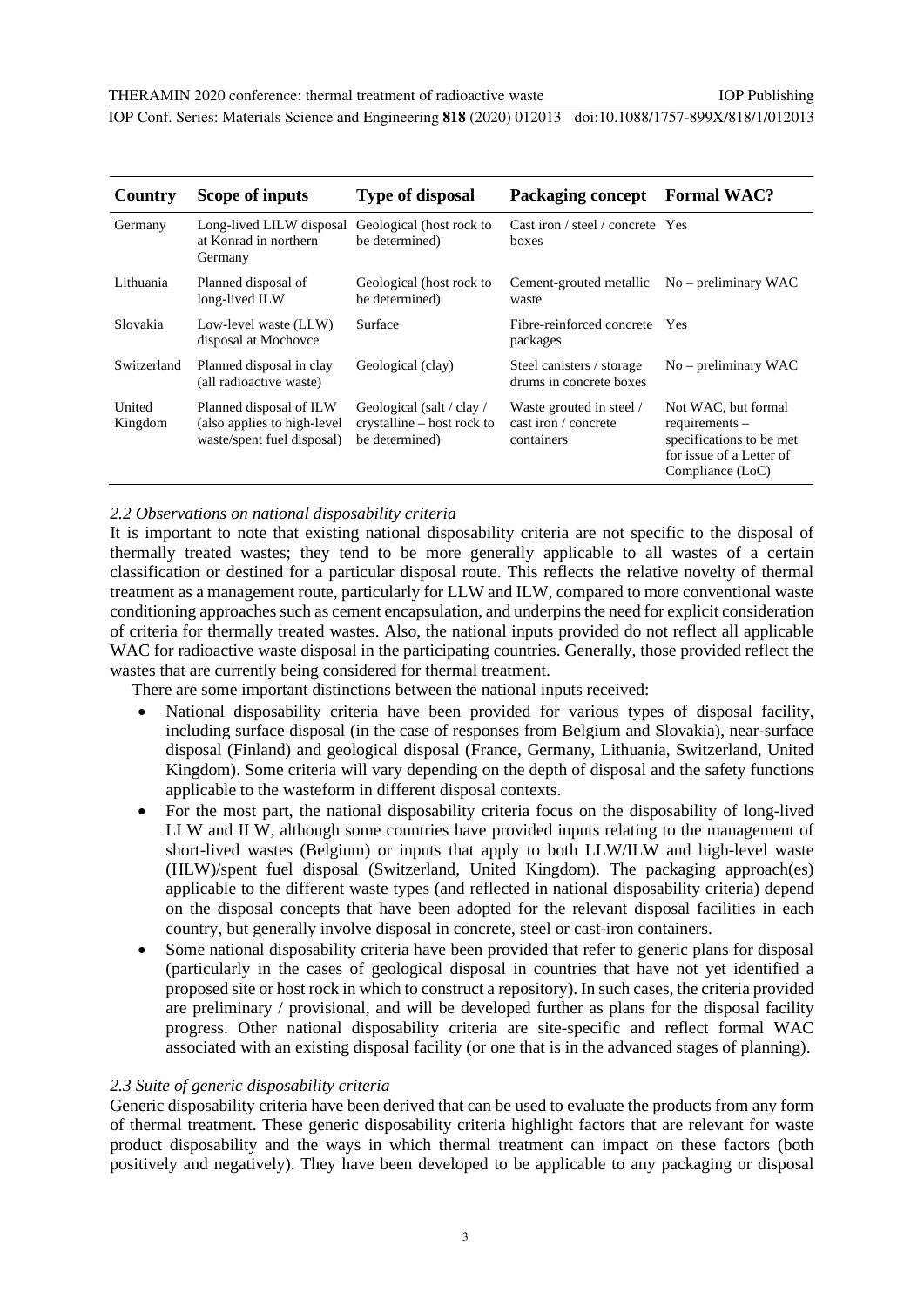| Country | Scope of inputs | Type of disposal | Packaging concept | Formal WAC? |
|---|---|---|---|---|
| Germany | Long-lived LILW disposal at Konrad in northern Germany | Geological (host rock to be determined) | Cast iron / steel / concrete boxes | Yes |
| Lithuania | Planned disposal of long-lived ILW | Geological (host rock to be determined) | Cement-grouted metallic waste | No – preliminary WAC |
| Slovakia | Low-level waste (LLW) disposal at Mochovce | Surface | Fibre-reinforced concrete packages | Yes |
| Switzerland | Planned disposal in clay (all radioactive waste) | Geological (clay) | Steel canisters / storage drums in concrete boxes | No – preliminary WAC |
| United Kingdom | Planned disposal of ILW (also applies to high-level waste/spent fuel disposal) | Geological (salt / clay / crystalline – host rock to be determined) | Waste grouted in steel / cast iron / concrete containers | Not WAC, but formal requirements – specifications to be met for issue of a Letter of Compliance (LoC) |

### *2.2 Observations on national disposability criteria*

It is important to note that existing national disposability criteria are not specific to the disposal of thermally treated wastes; they tend to be more generally applicable to all wastes of a certain classification or destined for a particular disposal route. This reflects the relative novelty of thermal treatment as a management route, particularly for LLW and ILW, compared to more conventional waste conditioning approaches such as cement encapsulation, and underpins the need for explicit consideration of criteria for thermally treated wastes. Also, the national inputs provided do not reflect all applicable WAC for radioactive waste disposal in the participating countries. Generally, those provided reflect the wastes that are currently being considered for thermal treatment.

There are some important distinctions between the national inputs received:

- National disposability criteria have been provided for various types of disposal facility, including surface disposal (in the case of responses from Belgium and Slovakia), near-surface disposal (Finland) and geological disposal (France, Germany, Lithuania, Switzerland, United Kingdom). Some criteria will vary depending on the depth of disposal and the safety functions applicable to the wasteform in different disposal contexts.
- For the most part, the national disposability criteria focus on the disposability of long-lived LLW and ILW, although some countries have provided inputs relating to the management of short-lived wastes (Belgium) or inputs that apply to both LLW/ILW and high-level waste (HLW)/spent fuel disposal (Switzerland, United Kingdom). The packaging approach(es) applicable to the different waste types (and reflected in national disposability criteria) depend on the disposal concepts that have been adopted for the relevant disposal facilities in each country, but generally involve disposal in concrete, steel or cast-iron containers.
- Some national disposability criteria have been provided that refer to generic plans for disposal (particularly in the cases of geological disposal in countries that have not yet identified a proposed site or host rock in which to construct a repository). In such cases, the criteria provided are preliminary / provisional, and will be developed further as plans for the disposal facility progress. Other national disposability criteria are site-specific and reflect formal WAC associated with an existing disposal facility (or one that is in the advanced stages of planning).

### *2.3 Suite of generic disposability criteria*

Generic disposability criteria have been derived that can be used to evaluate the products from any form of thermal treatment. These generic disposability criteria highlight factors that are relevant for waste product disposability and the ways in which thermal treatment can impact on these factors (both positively and negatively). They have been developed to be applicable to any packaging or disposal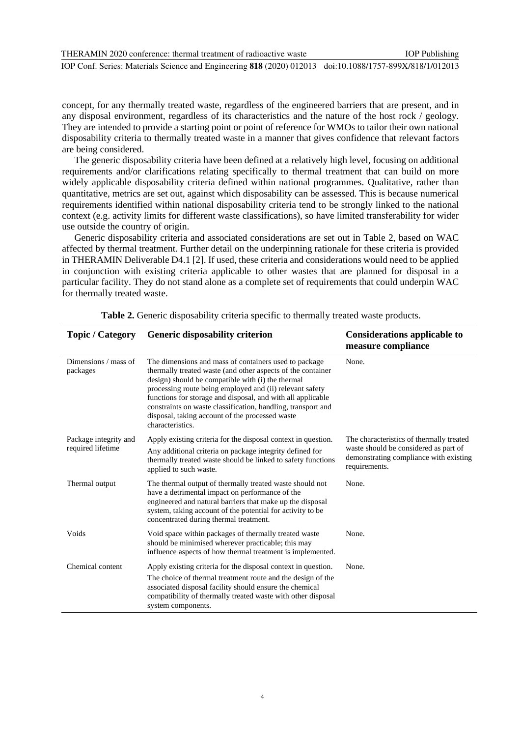concept, for any thermally treated waste, regardless of the engineered barriers that are present, and in any disposal environment, regardless of its characteristics and the nature of the host rock / geology. They are intended to provide a starting point or point of reference for WMOs to tailor their own national disposability criteria to thermally treated waste in a manner that gives confidence that relevant factors are being considered.

The generic disposability criteria have been defined at a relatively high level, focusing on additional requirements and/or clarifications relating specifically to thermal treatment that can build on more widely applicable disposability criteria defined within national programmes. Qualitative, rather than quantitative, metrics are set out, against which disposability can be assessed. This is because numerical requirements identified within national disposability criteria tend to be strongly linked to the national context (e.g. activity limits for different waste classifications), so have limited transferability for wider use outside the country of origin.

Generic disposability criteria and associated considerations are set out in Table 2, based on WAC affected by thermal treatment. Further detail on the underpinning rationale for these criteria is provided in THERAMIN Deliverable D4.1 [2]. If used, these criteria and considerations would need to be applied in conjunction with existing criteria applicable to other wastes that are planned for disposal in a particular facility. They do not stand alone as a complete set of requirements that could underpin WAC for thermally treated waste.

**Table 2.** Generic disposability criteria specific to thermally treated waste products.

| Topic / Category | Generic disposability criterion | Considerations applicable to measure compliance |
|---|---|---|
| Dimensions / mass of packages | The dimensions and mass of containers used to package thermally treated waste (and other aspects of the container design) should be compatible with (i) the thermal processing route being employed and (ii) relevant safety functions for storage and disposal, and with all applicable constraints on waste classification, handling, transport and disposal, taking account of the processed waste characteristics. | None. |
| Package integrity and required lifetime | Apply existing criteria for the disposal context in question. Any additional criteria on package integrity defined for thermally treated waste should be linked to safety functions applied to such waste. | The characteristics of thermally treated waste should be considered as part of demonstrating compliance with existing requirements. |
| Thermal output | The thermal output of thermally treated waste should not have a detrimental impact on performance of the engineered and natural barriers that make up the disposal system, taking account of the potential for activity to be concentrated during thermal treatment. | None. |
| Voids | Void space within packages of thermally treated waste should be minimised wherever practicable; this may influence aspects of how thermal treatment is implemented. | None. |
| Chemical content | Apply existing criteria for the disposal context in question. The choice of thermal treatment route and the design of the associated disposal facility should ensure the chemical compatibility of thermally treated waste with other disposal system components. | None. |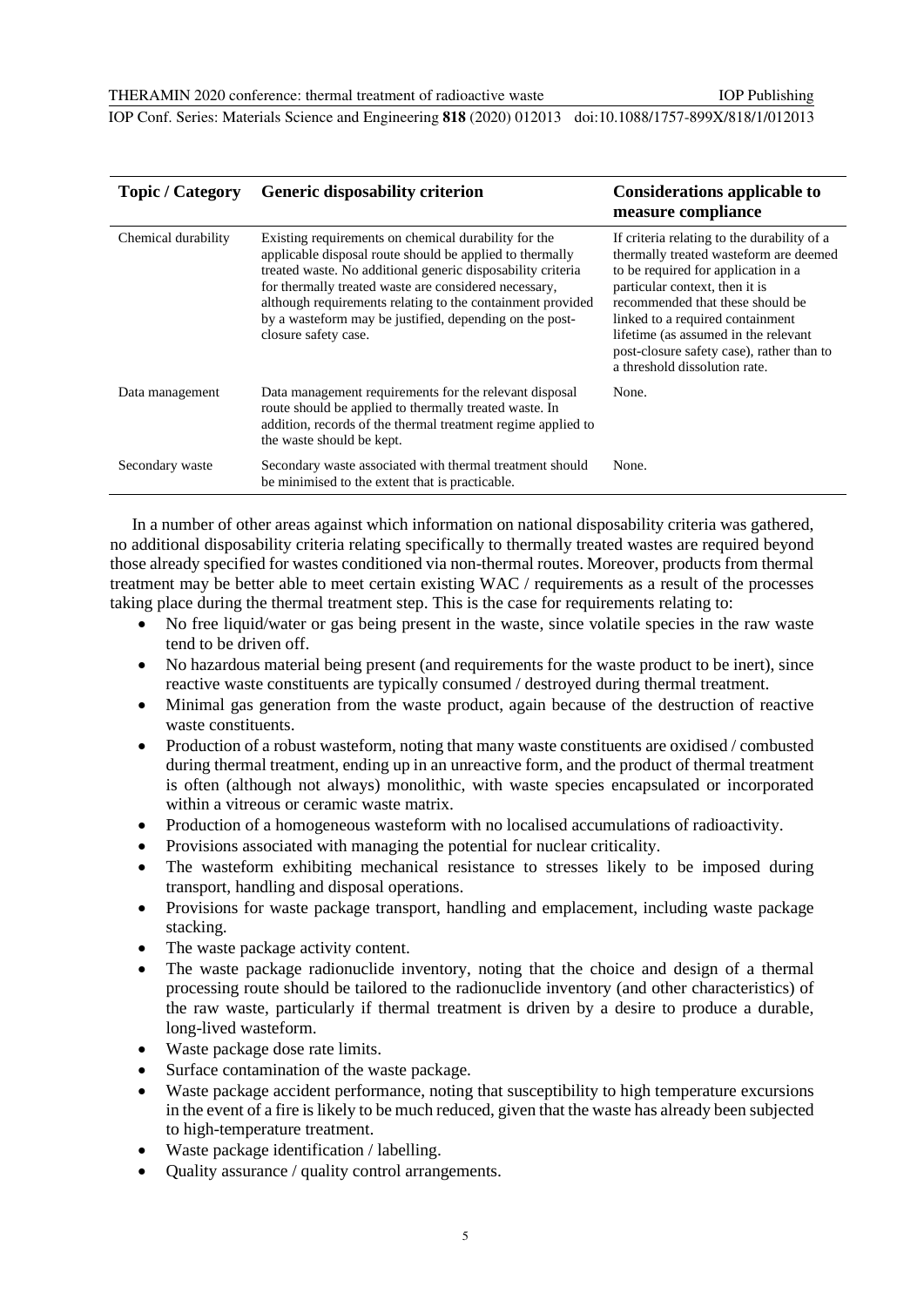| Topic / Category | Generic disposability criterion | Considerations applicable to measure compliance |
| --- | --- | --- |
| Chemical durability | Existing requirements on chemical durability for the applicable disposal route should be applied to thermally treated waste. No additional generic disposability criteria for thermally treated waste are considered necessary, although requirements relating to the containment provided by a wasteform may be justified, depending on the post-closure safety case. | If criteria relating to the durability of a thermally treated wasteform are deemed to be required for application in a particular context, then it is recommended that these should be linked to a required containment lifetime (as assumed in the relevant post-closure safety case), rather than to a threshold dissolution rate. |
| Data management | Data management requirements for the relevant disposal route should be applied to thermally treated waste. In addition, records of the thermal treatment regime applied to the waste should be kept. | None. |
| Secondary waste | Secondary waste associated with thermal treatment should be minimised to the extent that is practicable. | None. |

In a number of other areas against which information on national disposability criteria was gathered, no additional disposability criteria relating specifically to thermally treated wastes are required beyond those already specified for wastes conditioned via non-thermal routes. Moreover, products from thermal treatment may be better able to meet certain existing WAC / requirements as a result of the processes taking place during the thermal treatment step. This is the case for requirements relating to:

- No free liquid/water or gas being present in the waste, since volatile species in the raw waste tend to be driven off.
- No hazardous material being present (and requirements for the waste product to be inert), since reactive waste constituents are typically consumed / destroyed during thermal treatment.
- Minimal gas generation from the waste product, again because of the destruction of reactive waste constituents.
- Production of a robust wasteform, noting that many waste constituents are oxidised / combusted during thermal treatment, ending up in an unreactive form, and the product of thermal treatment is often (although not always) monolithic, with waste species encapsulated or incorporated within a vitreous or ceramic waste matrix.
- Production of a homogeneous wasteform with no localised accumulations of radioactivity.
- Provisions associated with managing the potential for nuclear criticality.
- The wasteform exhibiting mechanical resistance to stresses likely to be imposed during transport, handling and disposal operations.
- Provisions for waste package transport, handling and emplacement, including waste package stacking.
- The waste package activity content.
- The waste package radionuclide inventory, noting that the choice and design of a thermal processing route should be tailored to the radionuclide inventory (and other characteristics) of the raw waste, particularly if thermal treatment is driven by a desire to produce a durable, long-lived wasteform.
- Waste package dose rate limits.
- Surface contamination of the waste package.
- Waste package accident performance, noting that susceptibility to high temperature excursions in the event of a fire is likely to be much reduced, given that the waste has already been subjected to high-temperature treatment.
- Waste package identification / labelling.
- Quality assurance / quality control arrangements.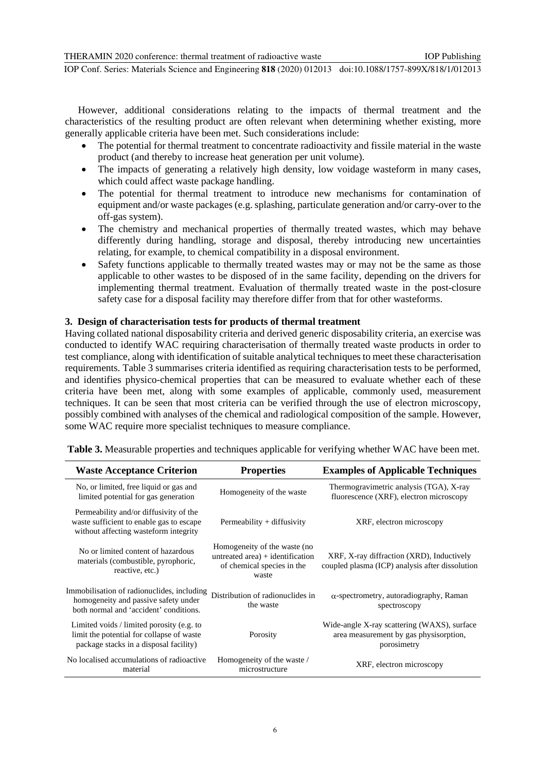However, additional considerations relating to the impacts of thermal treatment and the characteristics of the resulting product are often relevant when determining whether existing, more generally applicable criteria have been met. Such considerations include:

- The potential for thermal treatment to concentrate radioactivity and fissile material in the waste product (and thereby to increase heat generation per unit volume).
- The impacts of generating a relatively high density, low voidage wasteform in many cases, which could affect waste package handling.
- The potential for thermal treatment to introduce new mechanisms for contamination of equipment and/or waste packages (e.g. splashing, particulate generation and/or carry-over to the off-gas system).
- The chemistry and mechanical properties of thermally treated wastes, which may behave differently during handling, storage and disposal, thereby introducing new uncertainties relating, for example, to chemical compatibility in a disposal environment.
- Safety functions applicable to thermally treated wastes may or may not be the same as those applicable to other wastes to be disposed of in the same facility, depending on the drivers for implementing thermal treatment. Evaluation of thermally treated waste in the post-closure safety case for a disposal facility may therefore differ from that for other wasteforms.

## 3. Design of characterisation tests for products of thermal treatment

Having collated national disposability criteria and derived generic disposability criteria, an exercise was conducted to identify WAC requiring characterisation of thermally treated waste products in order to test compliance, along with identification of suitable analytical techniques to meet these characterisation requirements. Table 3 summarises criteria identified as requiring characterisation tests to be performed, and identifies physico-chemical properties that can be measured to evaluate whether each of these criteria have been met, along with some examples of applicable, commonly used, measurement techniques. It can be seen that most criteria can be verified through the use of electron microscopy, possibly combined with analyses of the chemical and radiological composition of the sample. However, some WAC require more specialist techniques to measure compliance.

**Table 3.** Measurable properties and techniques applicable for verifying whether WAC have been met.

| Waste Acceptance Criterion | Properties | Examples of Applicable Techniques |
|---|---|---|
| No, or limited, free liquid or gas and limited potential for gas generation | Homogeneity of the waste | Thermogravimetric analysis (TGA), X-ray fluorescence (XRF), electron microscopy |
| Permeability and/or diffusivity of the waste sufficient to enable gas to escape without affecting wasteform integrity | Permeability + diffusivity | XRF, electron microscopy |
| No or limited content of hazardous materials (combustible, pyrophoric, reactive, etc.) | Homogeneity of the waste (no untreated area) + identification of chemical species in the waste | XRF, X-ray diffraction (XRD), Inductively coupled plasma (ICP) analysis after dissolution |
| Immobilisation of radionuclides, including homogeneity and passive safety under both normal and 'accident' conditions. | Distribution of radionuclides in the waste | $\alpha$-spectrometry, autoradiography, Raman spectroscopy |
| Limited voids / limited porosity (e.g. to limit the potential for collapse of waste package stacks in a disposal facility) | Porosity | Wide-angle X-ray scattering (WAXS), surface area measurement by gas physisorption, porosimetry |
| No localised accumulations of radioactive material | Homogeneity of the waste / microstructure | XRF, electron microscopy |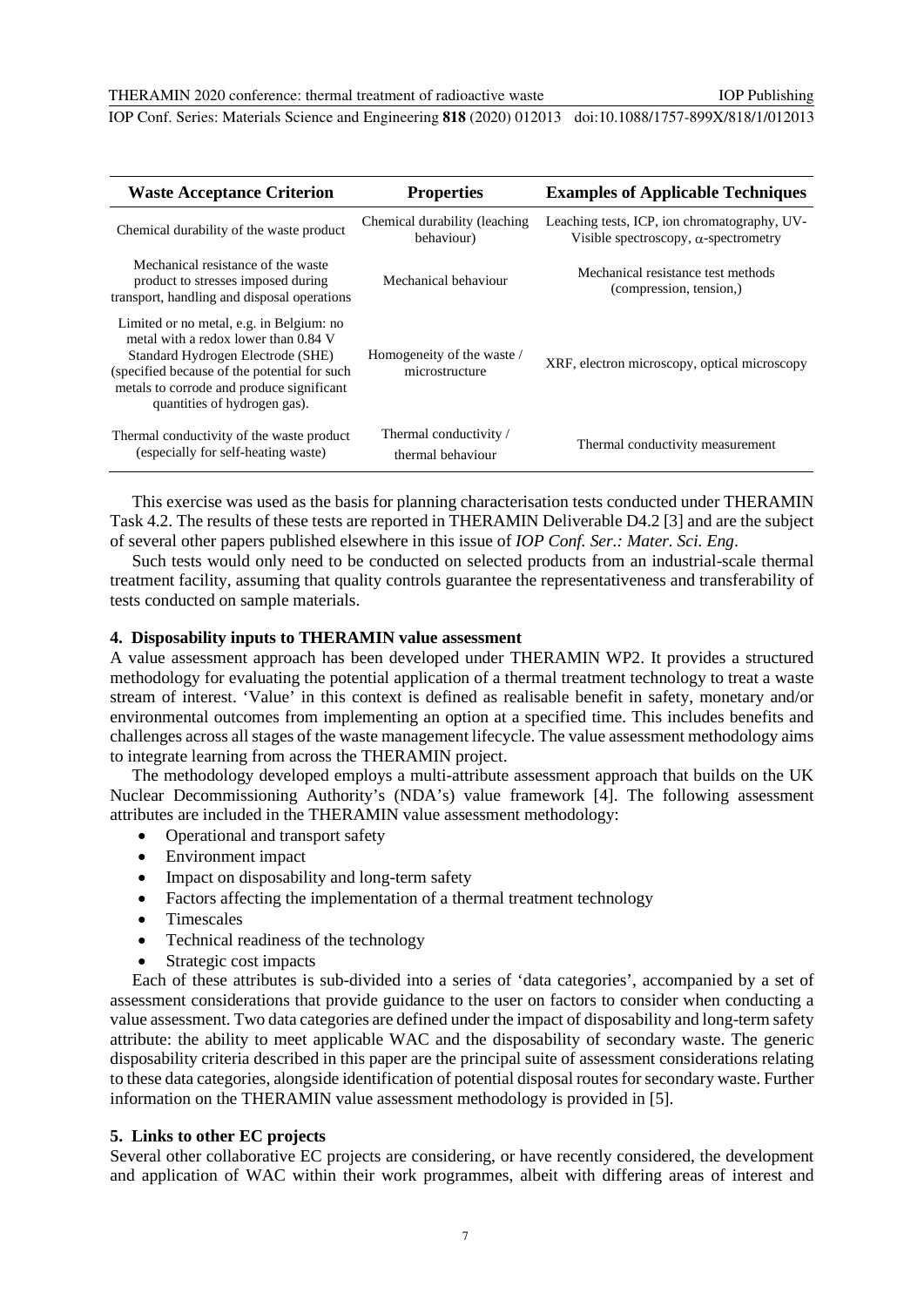| Waste Acceptance Criterion | Properties | Examples of Applicable Techniques |
|---|---|---|
| Chemical durability of the waste product | Chemical durability (leaching behaviour) | Leaching tests, ICP, ion chromatography, UV-Visible spectroscopy, $\alpha$-spectrometry |
| Mechanical resistance of the waste product to stresses imposed during transport, handling and disposal operations | Mechanical behaviour | Mechanical resistance test methods (compression, tension,) |
| Limited or no metal, e.g. in Belgium: no metal with a redox lower than 0.84 V Standard Hydrogen Electrode (SHE) (specified because of the potential for such metals to corrode and produce significant quantities of hydrogen gas). | Homogeneity of the waste / microstructure | XRF, electron microscopy, optical microscopy |
| Thermal conductivity of the waste product (especially for self-heating waste) | Thermal conductivity / thermal behaviour | Thermal conductivity measurement |

This exercise was used as the basis for planning characterisation tests conducted under THERAMIN Task 4.2. The results of these tests are reported in THERAMIN Deliverable D4.2 [3] and are the subject of several other papers published elsewhere in this issue of *IOP Conf. Ser.: Mater. Sci. Eng*.

Such tests would only need to be conducted on selected products from an industrial-scale thermal treatment facility, assuming that quality controls guarantee the representativeness and transferability of tests conducted on sample materials.

## 4. Disposability inputs to THERAMIN value assessment

A value assessment approach has been developed under THERAMIN WP2. It provides a structured methodology for evaluating the potential application of a thermal treatment technology to treat a waste stream of interest. 'Value' in this context is defined as realisable benefit in safety, monetary and/or environmental outcomes from implementing an option at a specified time. This includes benefits and challenges across all stages of the waste management lifecycle. The value assessment methodology aims to integrate learning from across the THERAMIN project.

The methodology developed employs a multi-attribute assessment approach that builds on the UK Nuclear Decommissioning Authority's (NDA's) value framework [4]. The following assessment attributes are included in the THERAMIN value assessment methodology:

- Operational and transport safety
- Environment impact
- Impact on disposability and long-term safety
- Factors affecting the implementation of a thermal treatment technology
- Timescales
- Technical readiness of the technology
- Strategic cost impacts

Each of these attributes is sub-divided into a series of 'data categories', accompanied by a set of assessment considerations that provide guidance to the user on factors to consider when conducting a value assessment. Two data categories are defined under the impact of disposability and long-term safety attribute: the ability to meet applicable WAC and the disposability of secondary waste. The generic disposability criteria described in this paper are the principal suite of assessment considerations relating to these data categories, alongside identification of potential disposal routes for secondary waste. Further information on the THERAMIN value assessment methodology is provided in [5].

## 5. Links to other EC projects

Several other collaborative EC projects are considering, or have recently considered, the development and application of WAC within their work programmes, albeit with differing areas of interest and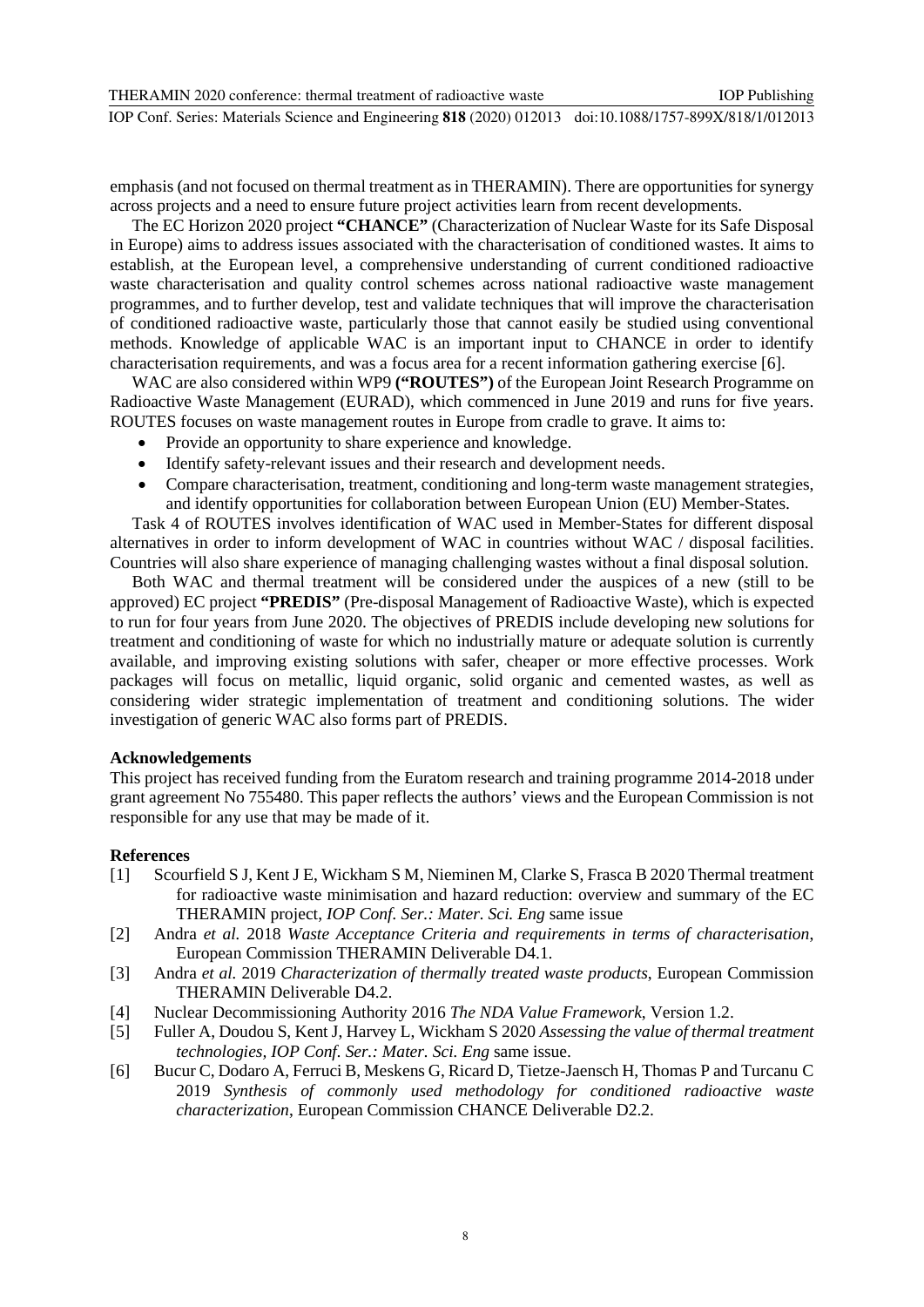emphasis (and not focused on thermal treatment as in THERAMIN). There are opportunities for synergy across projects and a need to ensure future project activities learn from recent developments.

The EC Horizon 2020 project **"CHANCE"** (Characterization of Nuclear Waste for its Safe Disposal in Europe) aims to address issues associated with the characterisation of conditioned wastes. It aims to establish, at the European level, a comprehensive understanding of current conditioned radioactive waste characterisation and quality control schemes across national radioactive waste management programmes, and to further develop, test and validate techniques that will improve the characterisation of conditioned radioactive waste, particularly those that cannot easily be studied using conventional methods. Knowledge of applicable WAC is an important input to CHANCE in order to identify characterisation requirements, and was a focus area for a recent information gathering exercise [6].

WAC are also considered within WP9 **("ROUTES")** of the European Joint Research Programme on Radioactive Waste Management (EURAD), which commenced in June 2019 and runs for five years. ROUTES focuses on waste management routes in Europe from cradle to grave. It aims to:

- Provide an opportunity to share experience and knowledge.
- Identify safety-relevant issues and their research and development needs.
- Compare characterisation, treatment, conditioning and long-term waste management strategies, and identify opportunities for collaboration between European Union (EU) Member-States.

Task 4 of ROUTES involves identification of WAC used in Member-States for different disposal alternatives in order to inform development of WAC in countries without WAC / disposal facilities. Countries will also share experience of managing challenging wastes without a final disposal solution.

Both WAC and thermal treatment will be considered under the auspices of a new (still to be approved) EC project **"PREDIS"** (Pre-disposal Management of Radioactive Waste), which is expected to run for four years from June 2020. The objectives of PREDIS include developing new solutions for treatment and conditioning of waste for which no industrially mature or adequate solution is currently available, and improving existing solutions with safer, cheaper or more effective processes. Work packages will focus on metallic, liquid organic, solid organic and cemented wastes, as well as considering wider strategic implementation of treatment and conditioning solutions. The wider investigation of generic WAC also forms part of PREDIS.

### Acknowledgements

This project has received funding from the Euratom research and training programme 2014-2018 under grant agreement No 755480. This paper reflects the authors' views and the European Commission is not responsible for any use that may be made of it.

### References

[1] Scourfield S J, Kent J E, Wickham S M, Nieminen M, Clarke S, Frasca B 2020 Thermal treatment for radioactive waste minimisation and hazard reduction: overview and summary of the EC THERAMIN project, *IOP Conf. Ser.: Mater. Sci. Eng* same issue

[2] Andra *et al.* 2018 *Waste Acceptance Criteria and requirements in terms of characterisation*, European Commission THERAMIN Deliverable D4.1.

[3] Andra *et al.* 2019 *Characterization of thermally treated waste products*, European Commission THERAMIN Deliverable D4.2.

[4] Nuclear Decommissioning Authority 2016 *The NDA Value Framework*, Version 1.2.

[5] Fuller A, Doudou S, Kent J, Harvey L, Wickham S 2020 *Assessing the value of thermal treatment technologies, IOP Conf. Ser.: Mater. Sci. Eng* same issue.

[6] Bucur C, Dodaro A, Ferruci B, Meskens G, Ricard D, Tietze-Jaensch H, Thomas P and Turcanu C 2019 *Synthesis of commonly used methodology for conditioned radioactive waste characterization*, European Commission CHANCE Deliverable D2.2.